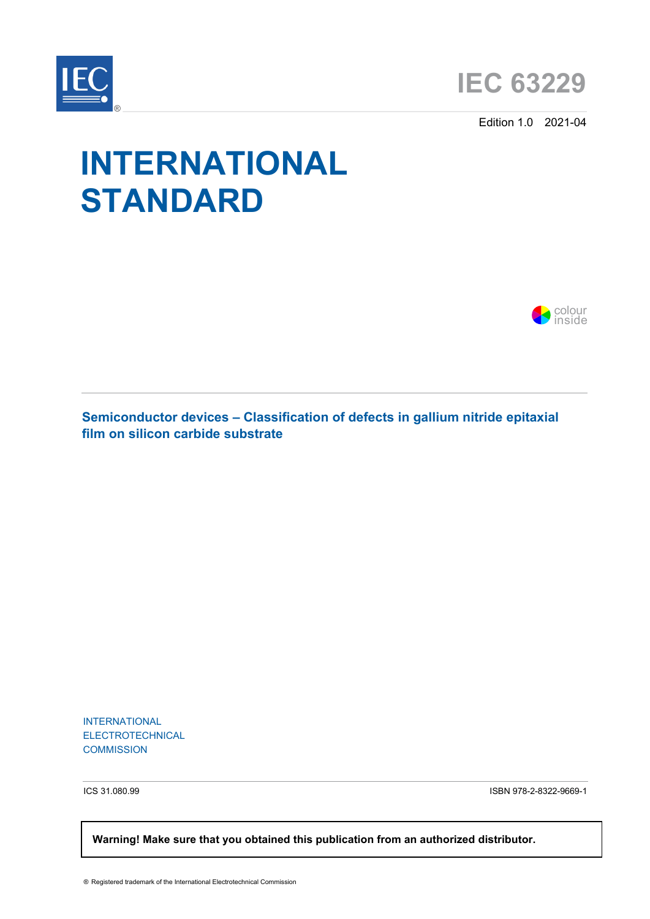IEC

# IEC 63229

Edition 1.0 2021-04

# INTERNATIONAL STANDARD

colour inside

## Semiconductor devices – Classification of defects in gallium nitride epitaxial film on silicon carbide substrate

INTERNATIONAL
ELECTROTECHNICAL
COMMISSION

ICS 31.080.99

ISBN 978-2-8322-9669-1

**Warning! Make sure that you obtained this publication from an authorized distributor.**

® Registered trademark of the International Electrotechnical Commission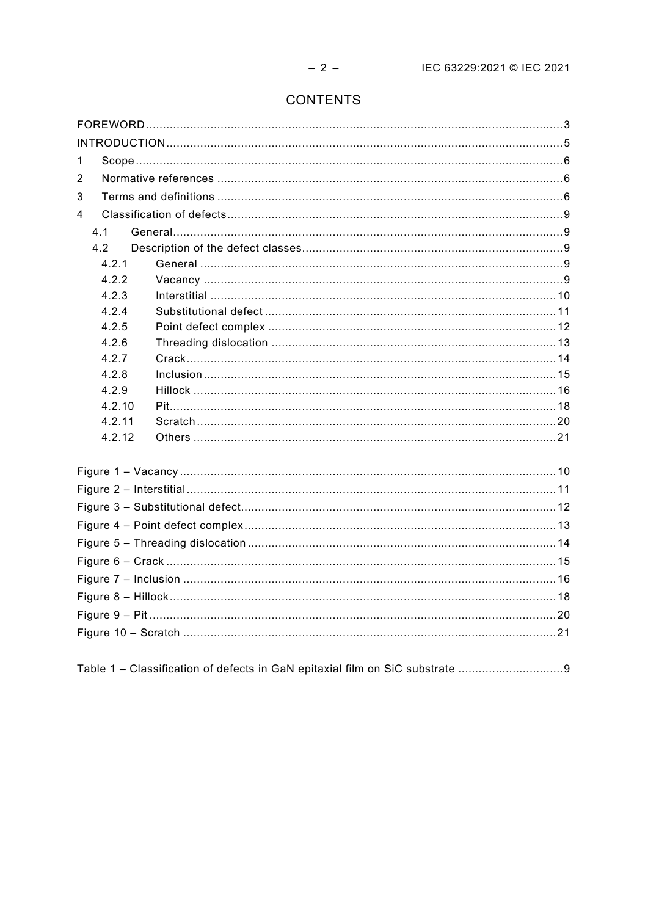# CONTENTS

FOREWORD ... 3
INTRODUCTION ... 5
1 Scope ... 6
2 Normative references ... 6
3 Terms and definitions ... 6
4 Classification of defects ... 9
4.1 General ... 9
4.2 Description of the defect classes ... 9
4.2.1 General ... 9
4.2.2 Vacancy ... 9
4.2.3 Interstitial ... 10
4.2.4 Substitutional defect ... 11
4.2.5 Point defect complex ... 12
4.2.6 Threading dislocation ... 13
4.2.7 Crack ... 14
4.2.8 Inclusion ... 15
4.2.9 Hillock ... 16
4.2.10 Pit ... 18
4.2.11 Scratch ... 20
4.2.12 Others ... 21

Figure 1 – Vacancy ... 10
Figure 2 – Interstitial ... 11
Figure 3 – Substitutional defect ... 12
Figure 4 – Point defect complex ... 13
Figure 5 – Threading dislocation ... 14
Figure 6 – Crack ... 15
Figure 7 – Inclusion ... 16
Figure 8 – Hillock ... 18
Figure 9 – Pit ... 20
Figure 10 – Scratch ... 21

Table 1 – Classification of defects in GaN epitaxial film on SiC substrate ... 9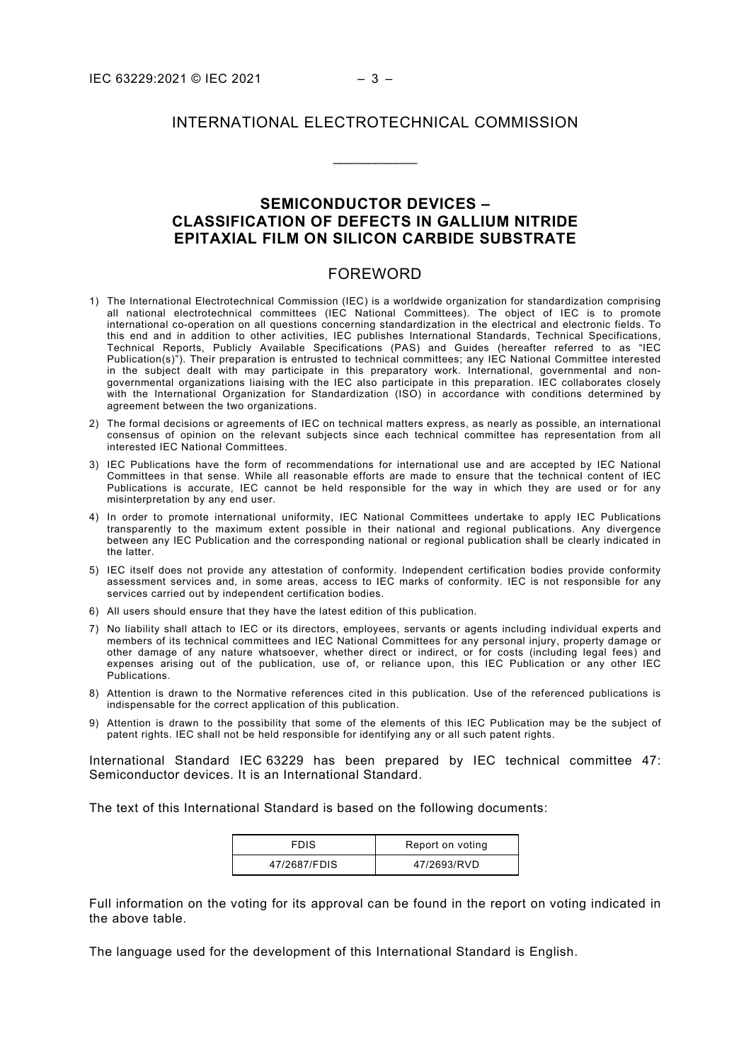INTERNATIONAL ELECTROTECHNICAL COMMISSION

\_\_\_\_\_\_\_\_\_\_\_\_

# SEMICONDUCTOR DEVICES – CLASSIFICATION OF DEFECTS IN GALLIUM NITRIDE EPITAXIAL FILM ON SILICON CARBIDE SUBSTRATE

## FOREWORD

1) The International Electrotechnical Commission (IEC) is a worldwide organization for standardization comprising all national electrotechnical committees (IEC National Committees). The object of IEC is to promote international co-operation on all questions concerning standardization in the electrical and electronic fields. To this end and in addition to other activities, IEC publishes International Standards, Technical Specifications, Technical Reports, Publicly Available Specifications (PAS) and Guides (hereafter referred to as "IEC Publication(s)"). Their preparation is entrusted to technical committees; any IEC National Committee interested in the subject dealt with may participate in this preparatory work. International, governmental and non-governmental organizations liaising with the IEC also participate in this preparation. IEC collaborates closely with the International Organization for Standardization (ISO) in accordance with conditions determined by agreement between the two organizations.
2) The formal decisions or agreements of IEC on technical matters express, as nearly as possible, an international consensus of opinion on the relevant subjects since each technical committee has representation from all interested IEC National Committees.
3) IEC Publications have the form of recommendations for international use and are accepted by IEC National Committees in that sense. While all reasonable efforts are made to ensure that the technical content of IEC Publications is accurate, IEC cannot be held responsible for the way in which they are used or for any misinterpretation by any end user.
4) In order to promote international uniformity, IEC National Committees undertake to apply IEC Publications transparently to the maximum extent possible in their national and regional publications. Any divergence between any IEC Publication and the corresponding national or regional publication shall be clearly indicated in the latter.
5) IEC itself does not provide any attestation of conformity. Independent certification bodies provide conformity assessment services and, in some areas, access to IEC marks of conformity. IEC is not responsible for any services carried out by independent certification bodies.
6) All users should ensure that they have the latest edition of this publication.
7) No liability shall attach to IEC or its directors, employees, servants or agents including individual experts and members of its technical committees and IEC National Committees for any personal injury, property damage or other damage of any nature whatsoever, whether direct or indirect, or for costs (including legal fees) and expenses arising out of the publication, use of, or reliance upon, this IEC Publication or any other IEC Publications.
8) Attention is drawn to the Normative references cited in this publication. Use of the referenced publications is indispensable for the correct application of this publication.
9) Attention is drawn to the possibility that some of the elements of this IEC Publication may be the subject of patent rights. IEC shall not be held responsible for identifying any or all such patent rights.

International Standard IEC 63229 has been prepared by IEC technical committee 47: Semiconductor devices. It is an International Standard.

The text of this International Standard is based on the following documents:

| FDIS | Report on voting |
|---|---|
| 47/2687/FDIS | 47/2693/RVD |

Full information on the voting for its approval can be found in the report on voting indicated in the above table.

The language used for the development of this International Standard is English.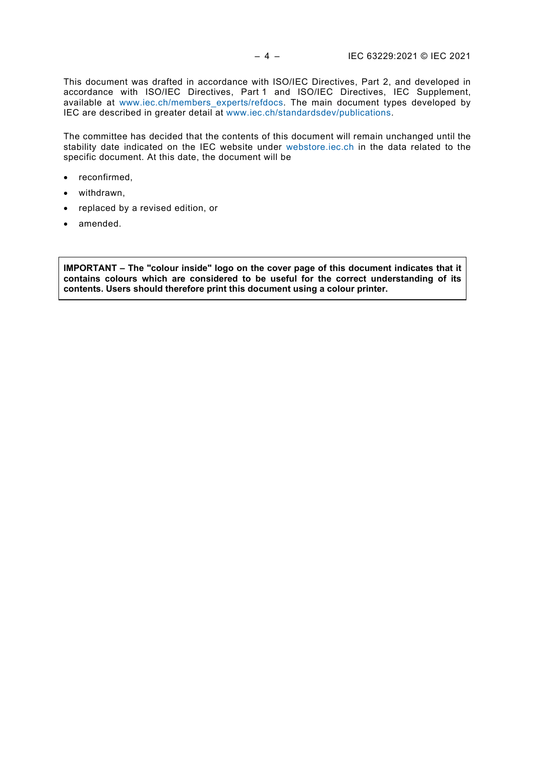This document was drafted in accordance with ISO/IEC Directives, Part 2, and developed in accordance with ISO/IEC Directives, Part 1 and ISO/IEC Directives, IEC Supplement, available at www.iec.ch/members_experts/refdocs. The main document types developed by IEC are described in greater detail at www.iec.ch/standardsdev/publications.

The committee has decided that the contents of this document will remain unchanged until the stability date indicated on the IEC website under webstore.iec.ch in the data related to the specific document. At this date, the document will be

- reconfirmed,
- withdrawn,
- replaced by a revised edition, or
- amended.

**IMPORTANT – The "colour inside" logo on the cover page of this document indicates that it contains colours which are considered to be useful for the correct understanding of its contents. Users should therefore print this document using a colour printer.**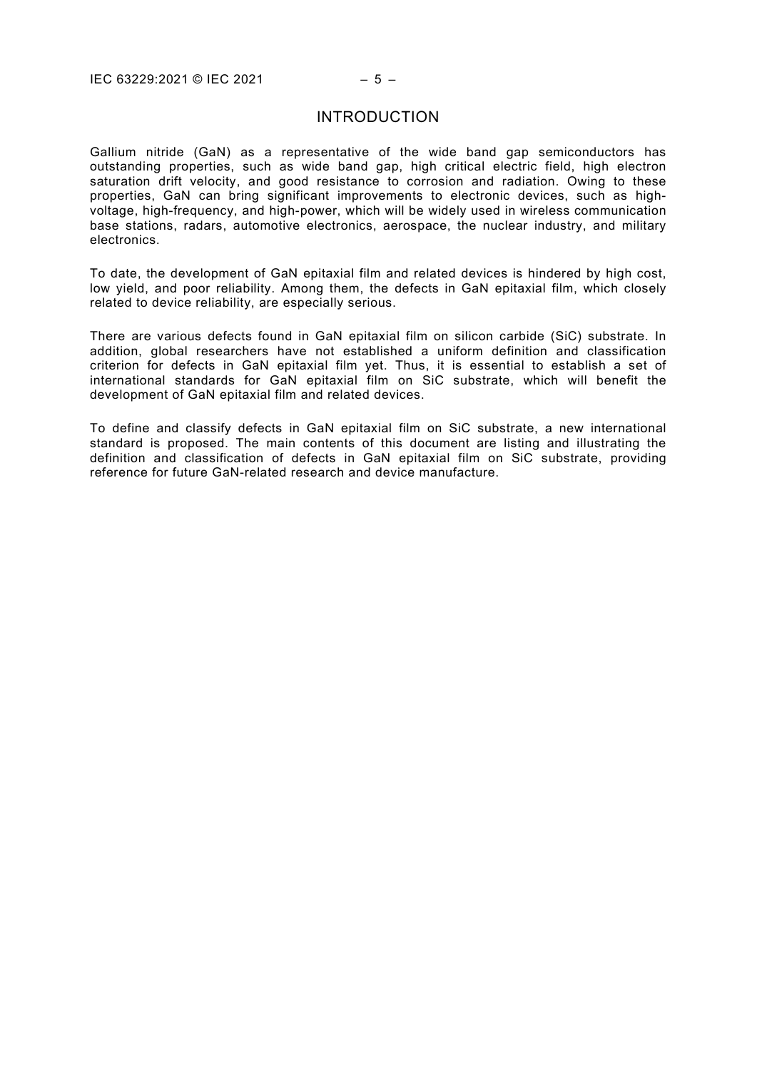# INTRODUCTION

Gallium nitride (GaN) as a representative of the wide band gap semiconductors has outstanding properties, such as wide band gap, high critical electric field, high electron saturation drift velocity, and good resistance to corrosion and radiation. Owing to these properties, GaN can bring significant improvements to electronic devices, such as high-voltage, high-frequency, and high-power, which will be widely used in wireless communication base stations, radars, automotive electronics, aerospace, the nuclear industry, and military electronics.

To date, the development of GaN epitaxial film and related devices is hindered by high cost, low yield, and poor reliability. Among them, the defects in GaN epitaxial film, which closely related to device reliability, are especially serious.

There are various defects found in GaN epitaxial film on silicon carbide (SiC) substrate. In addition, global researchers have not established a uniform definition and classification criterion for defects in GaN epitaxial film yet. Thus, it is essential to establish a set of international standards for GaN epitaxial film on SiC substrate, which will benefit the development of GaN epitaxial film and related devices.

To define and classify defects in GaN epitaxial film on SiC substrate, a new international standard is proposed. The main contents of this document are listing and illustrating the definition and classification of defects in GaN epitaxial film on SiC substrate, providing reference for future GaN-related research and device manufacture.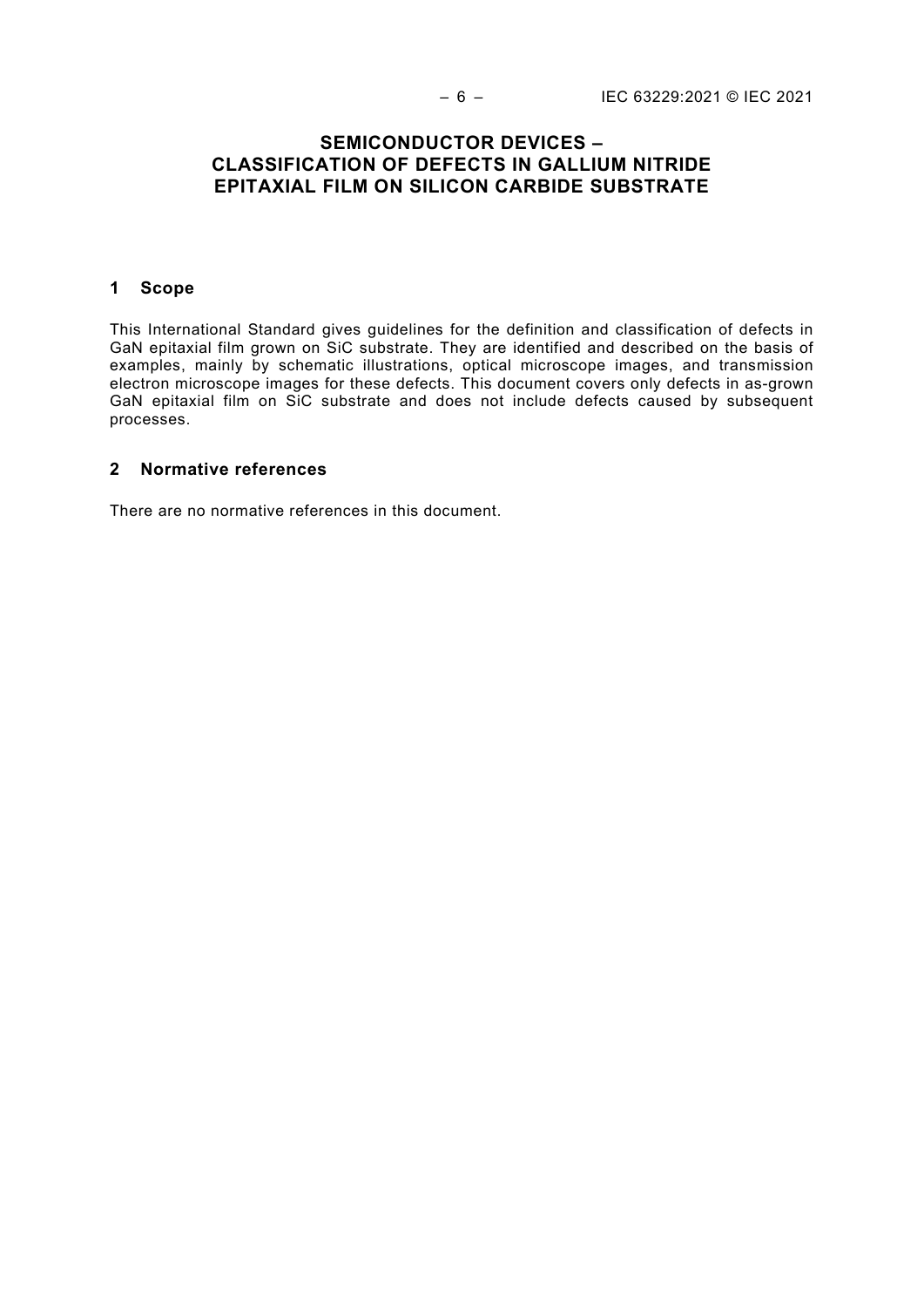# SEMICONDUCTOR DEVICES – CLASSIFICATION OF DEFECTS IN GALLIUM NITRIDE EPITAXIAL FILM ON SILICON CARBIDE SUBSTRATE

## 1 Scope

This International Standard gives guidelines for the definition and classification of defects in GaN epitaxial film grown on SiC substrate. They are identified and described on the basis of examples, mainly by schematic illustrations, optical microscope images, and transmission electron microscope images for these defects. This document covers only defects in as-grown GaN epitaxial film on SiC substrate and does not include defects caused by subsequent processes.

## 2 Normative references

There are no normative references in this document.